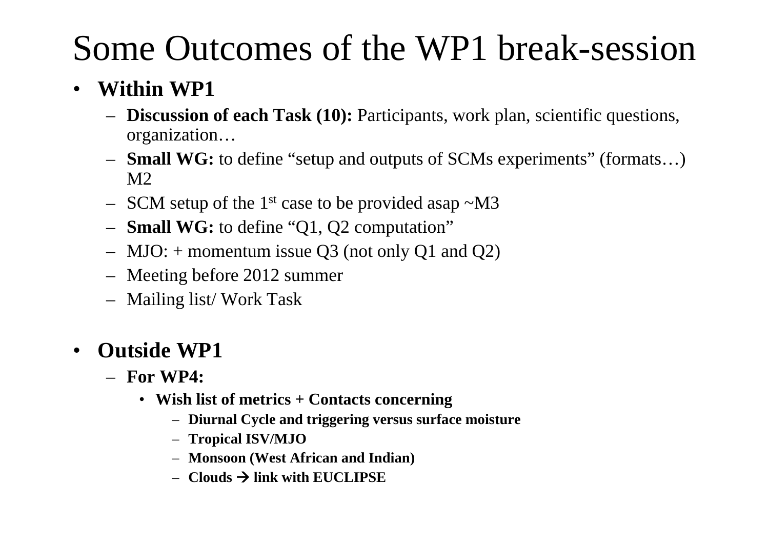# Some Outcomes of the WP1 break-session

- **Within WP1**
  - **Discussion of each Task (10):** Participants, work plan, scientific questions, organization…
  - **Small WG:** to define "setup and outputs of SCMs experiments" (formats…) M2
  - SCM setup of the 1st case to be provided asap ~M3
  - **Small WG:** to define "Q1, Q2 computation"
  - MJO: + momentum issue Q3 (not only Q1 and Q2)
  - Meeting before 2012 summer
  - Mailing list/ Work Task

- **Outside WP1**
  - **For WP4:**
    - **Wish list of metrics + Contacts concerning**
      - **Diurnal Cycle and triggering versus surface moisture**
      - **Tropical ISV/MJO**
      - **Monsoon (West African and Indian)**
      - **Clouds → link with EUCLIPSE**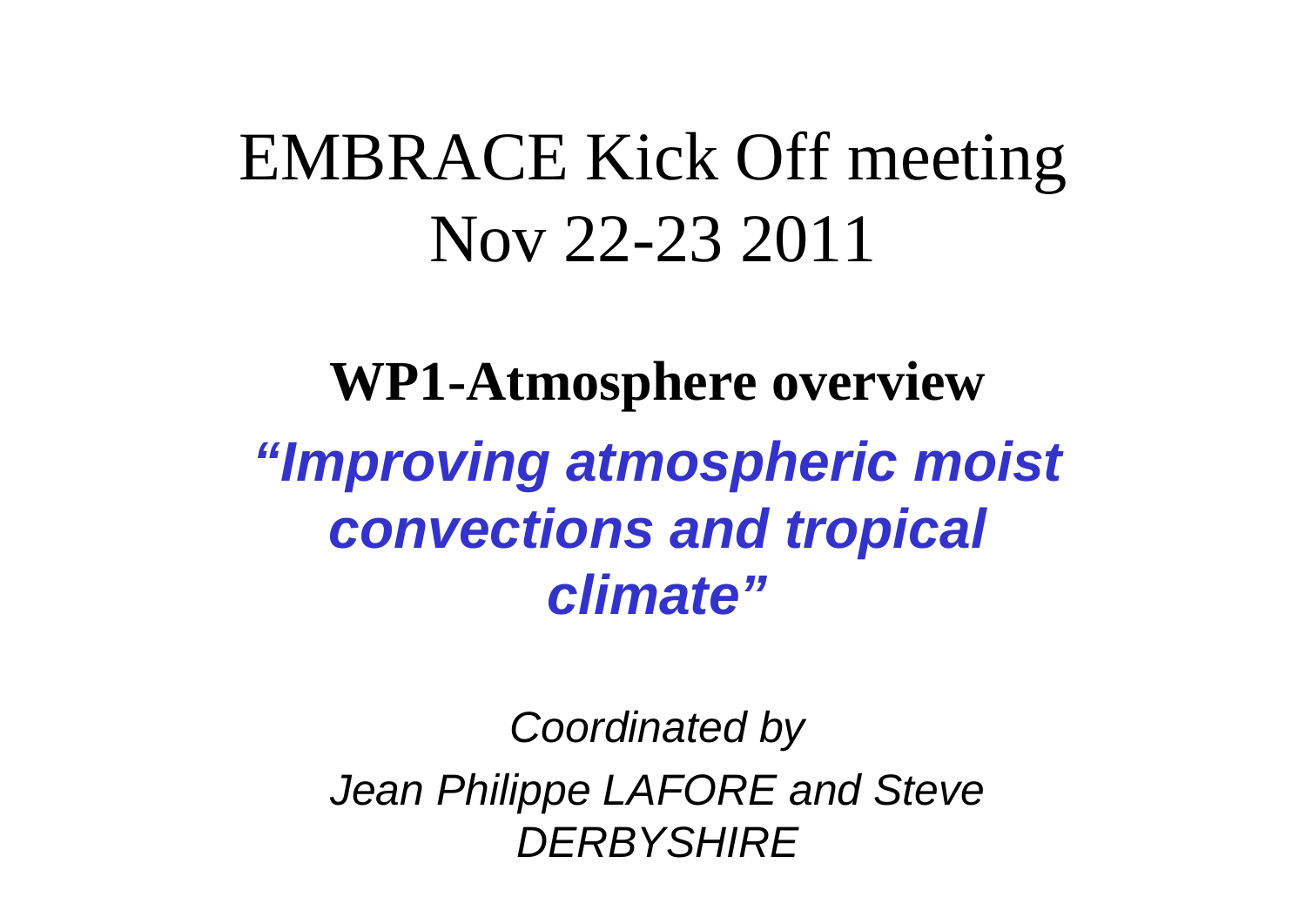# EMBRACE Kick Off meeting
# Nov 22-23 2011

## WP1-Atmosphere overview

***"Improving atmospheric moist convections and tropical climate"***

*Coordinated by*

*Jean Philippe LAFORE and Steve DERBYSHIRE*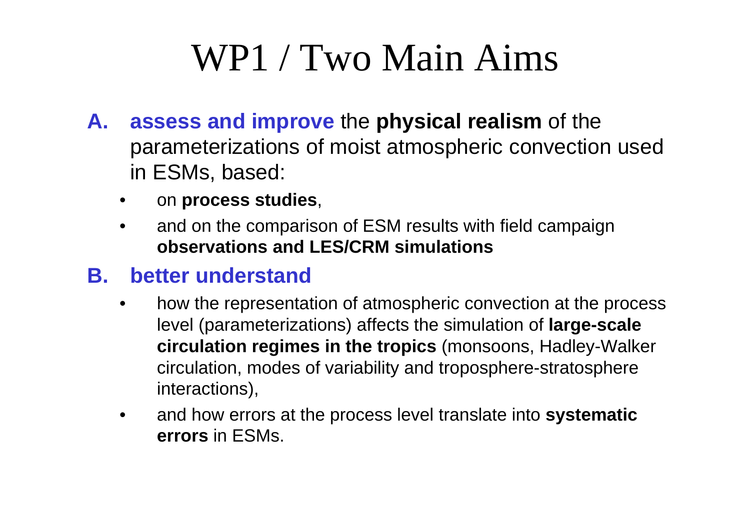# WP1 / Two Main Aims

**A.** **assess and improve** the **physical realism** of the parameterizations of moist atmospheric convection used in ESMs, based:

- on **process studies**,
- and on the comparison of ESM results with field campaign **observations and LES/CRM simulations**

**B.** **better understand**

- how the representation of atmospheric convection at the process level (parameterizations) affects the simulation of **large-scale circulation regimes in the tropics** (monsoons, Hadley-Walker circulation, modes of variability and troposphere-stratosphere interactions),
- and how errors at the process level translate into **systematic errors** in ESMs.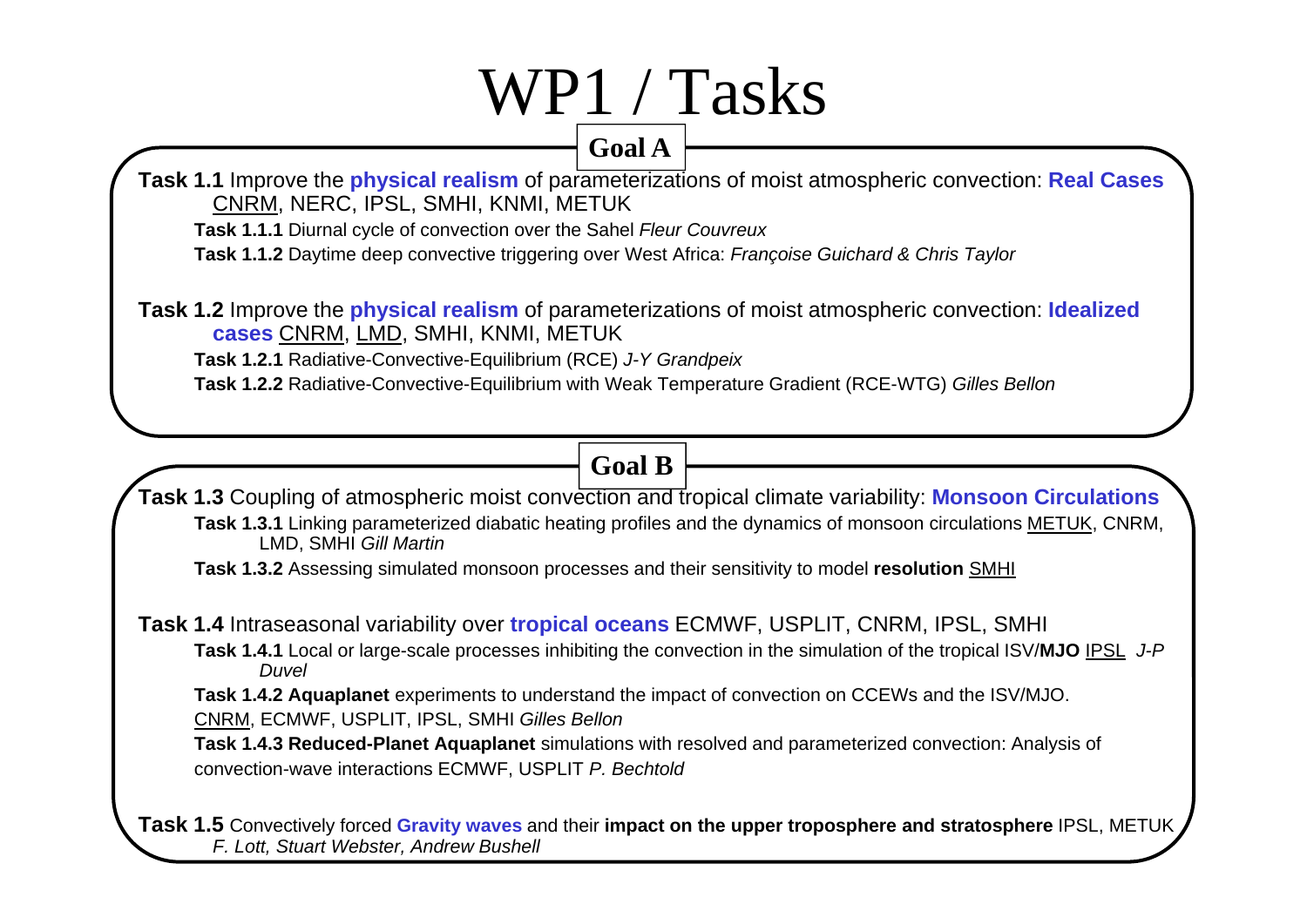# WP1 / Tasks

## Goal A

**Task 1.1** Improve the **physical realism** of parameterizations of moist atmospheric convection: **Real Cases** CNRM, NERC, IPSL, SMHI, KNMI, METUK

- **Task 1.1.1** Diurnal cycle of convection over the Sahel *Fleur Couvreux*
- **Task 1.1.2** Daytime deep convective triggering over West Africa: *Françoise Guichard & Chris Taylor*

**Task 1.2** Improve the **physical realism** of parameterizations of moist atmospheric convection: **Idealized cases** CNRM, LMD, SMHI, KNMI, METUK

- **Task 1.2.1** Radiative-Convective-Equilibrium (RCE) *J-Y Grandpeix*
- **Task 1.2.2** Radiative-Convective-Equilibrium with Weak Temperature Gradient (RCE-WTG) *Gilles Bellon*

## Goal B

**Task 1.3** Coupling of atmospheric moist convection and tropical climate variability: **Monsoon Circulations**

- **Task 1.3.1** Linking parameterized diabatic heating profiles and the dynamics of monsoon circulations METUK, CNRM, LMD, SMHI *Gill Martin*
- **Task 1.3.2** Assessing simulated monsoon processes and their sensitivity to model **resolution** SMHI

**Task 1.4** Intraseasonal variability over **tropical oceans** ECMWF, USPLIT, CNRM, IPSL, SMHI

- **Task 1.4.1** Local or large-scale processes inhibiting the convection in the simulation of the tropical ISV/**MJO** IPSL *J-P Duvel*
- **Task 1.4.2 Aquaplanet** experiments to understand the impact of convection on CCEWs and the ISV/MJO. CNRM, ECMWF, USPLIT, IPSL, SMHI *Gilles Bellon*
- **Task 1.4.3 Reduced-Planet Aquaplanet** simulations with resolved and parameterized convection: Analysis of convection-wave interactions ECMWF, USPLIT *P. Bechtold*

**Task 1.5** Convectively forced **Gravity waves** and their **impact on the upper troposphere and stratosphere** IPSL, METUK *F. Lott, Stuart Webster, Andrew Bushell*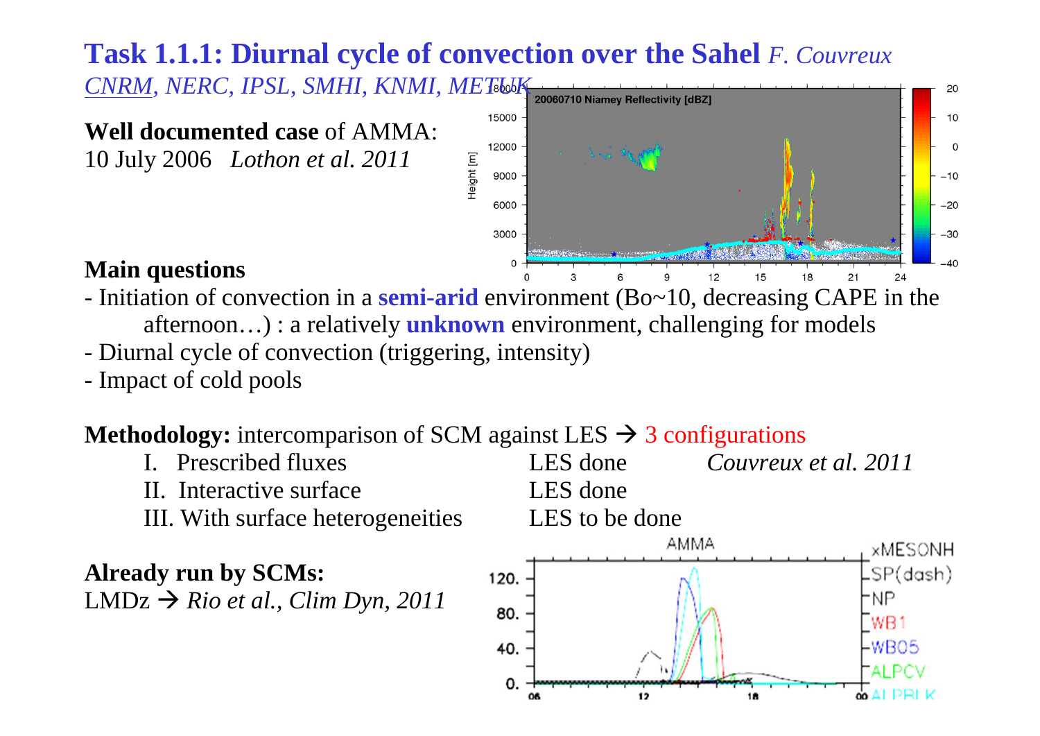# Task 1.1.1: Diurnal cycle of convection over the Sahel *F. Couvreux*

*CNRM, NERC, IPSL, SMHI, KNMI, METUK*

**Well documented case** of AMMA:
10 July 2006 *Lothon et al. 2011*

**Main questions**

- Initiation of convection in a **semi-arid** environment (Bo~10, decreasing CAPE in the afternoon…) : a relatively **unknown** environment, challenging for models
- Diurnal cycle of convection (triggering, intensity)
- Impact of cold pools

**Methodology:** intercomparison of SCM against LES → 3 configurations

| | | |
|---|---|---|
| I. Prescribed fluxes | LES done | *Couvreux et al. 2011* |
| II. Interactive surface | LES done | |
| III. With surface heterogeneities | LES to be done | |

**Already run by SCMs:**
LMDz → *Rio et al., Clim Dyn, 2011*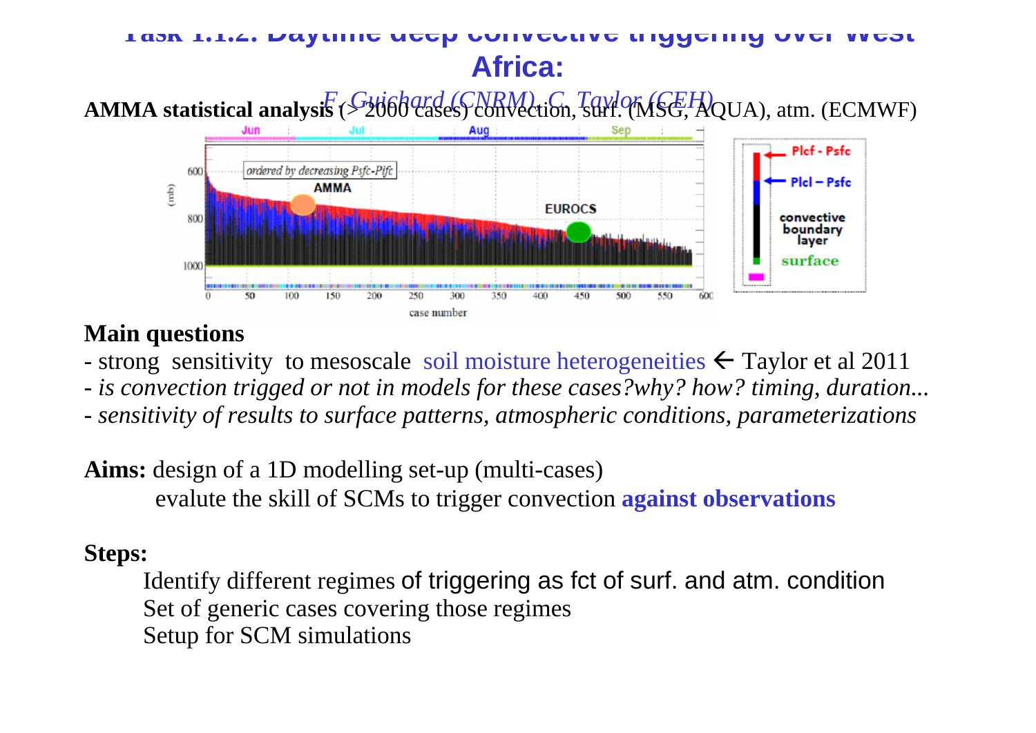# Task 1.1.2: Daytime deep convective triggering over West Africa:

*F. Guichard (CNRM), C. Taylor (CEH)*

**AMMA statistical analysis** (> 2000 cases) convection, surf. (MSG, AQUA), atm. (ECMWF)

**Main questions**

- strong sensitivity to mesoscale soil moisture heterogeneities ← Taylor et al 2011
- *is convection trigged or not in models for these cases?why? how? timing, duration...*
- *sensitivity of results to surface patterns, atmospheric conditions, parameterizations*

**Aims:** design of a 1D modelling set-up (multi-cases)

evalute the skill of SCMs to trigger convection **against observations**

**Steps:**

Identify different regimes of triggering as fct of surf. and atm. condition

Set of generic cases covering those regimes

Setup for SCM simulations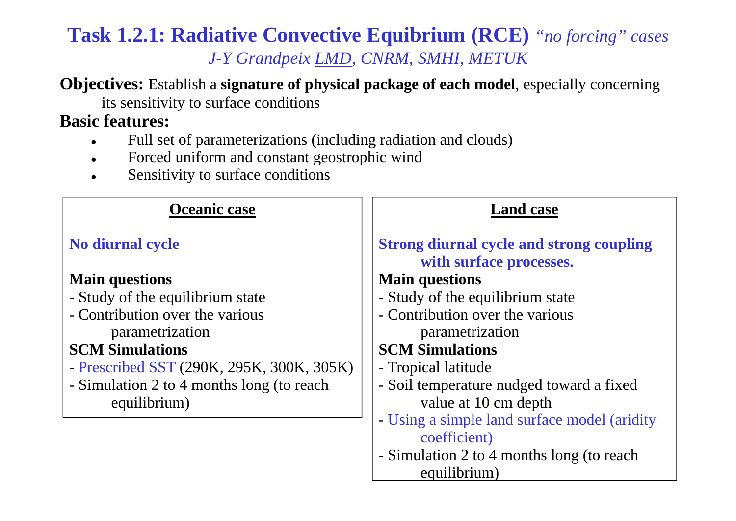# Task 1.2.1: Radiative Convective Equibrium (RCE) *"no forcing" cases*

*J-Y Grandpeix LMD, CNRM, SMHI, METUK*

**Objectives:** Establish a **signature of physical package of each model**, especially concerning its sensitivity to surface conditions

**Basic features:**

- Full set of parameterizations (including radiation and clouds)
- Forced uniform and constant geostrophic wind
- Sensitivity to surface conditions

## Oceanic case

**No diurnal cycle**

**Main questions**

- Study of the equilibrium state
- Contribution over the various parametrization

**SCM Simulations**

- Prescribed SST (290K, 295K, 300K, 305K)
- Simulation 2 to 4 months long (to reach equilibrium)

## Land case

**Strong diurnal cycle and strong coupling with surface processes.**

**Main questions**

- Study of the equilibrium state
- Contribution over the various parametrization

**SCM Simulations**

- Tropical latitude
- Soil temperature nudged toward a fixed value at 10 cm depth
- Using a simple land surface model (aridity coefficient)
- Simulation 2 to 4 months long (to reach equilibrium)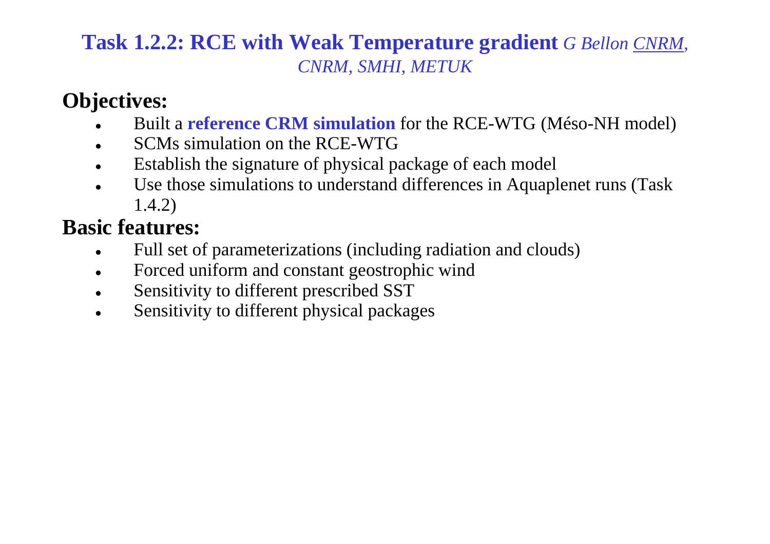# **Task 1.2.2: RCE with Weak Temperature gradient** *G Bellon CNRM, CNRM, SMHI, METUK*

## Objectives:

- Built a **reference CRM simulation** for the RCE-WTG (Méso-NH model)
- SCMs simulation on the RCE-WTG
- Establish the signature of physical package of each model
- Use those simulations to understand differences in Aquaplenet runs (Task 1.4.2)

## Basic features:

- Full set of parameterizations (including radiation and clouds)
- Forced uniform and constant geostrophic wind
- Sensitivity to different prescribed SST
- Sensitivity to different physical packages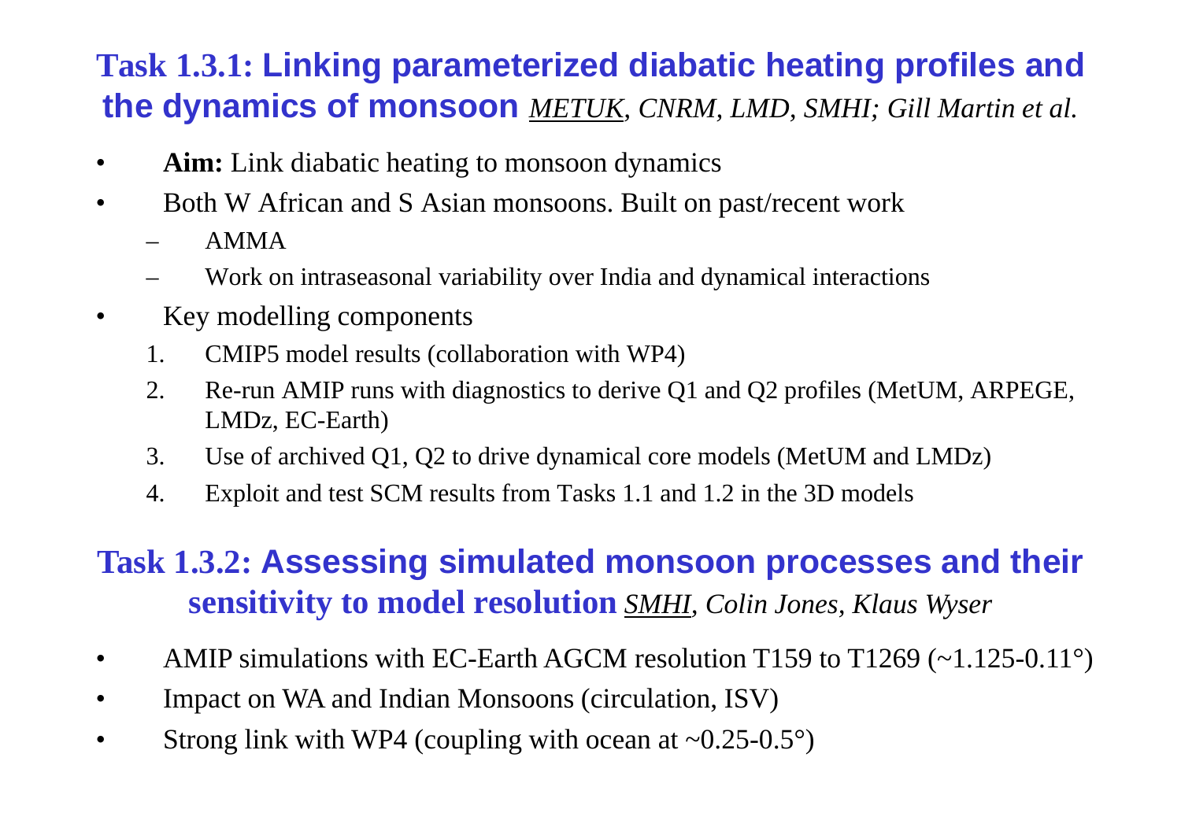## Task 1.3.1: Linking parameterized diabatic heating profiles and the dynamics of monsoon *METUK, CNRM, LMD, SMHI; Gill Martin et al.*

- **Aim:** Link diabatic heating to monsoon dynamics
- Both W African and S Asian monsoons. Built on past/recent work
  - AMMA
  - Work on intraseasonal variability over India and dynamical interactions
- Key modelling components
  1. CMIP5 model results (collaboration with WP4)
  2. Re-run AMIP runs with diagnostics to derive Q1 and Q2 profiles (MetUM, ARPEGE, LMDz, EC-Earth)
  3. Use of archived Q1, Q2 to drive dynamical core models (MetUM and LMDz)
  4. Exploit and test SCM results from Tasks 1.1 and 1.2 in the 3D models

## Task 1.3.2: Assessing simulated monsoon processes and their sensitivity to model resolution *SMHI, Colin Jones, Klaus Wyser*

- AMIP simulations with EC-Earth AGCM resolution T159 to T1269 (~1.125-0.11°)
- Impact on WA and Indian Monsoons (circulation, ISV)
- Strong link with WP4 (coupling with ocean at ~0.25-0.5°)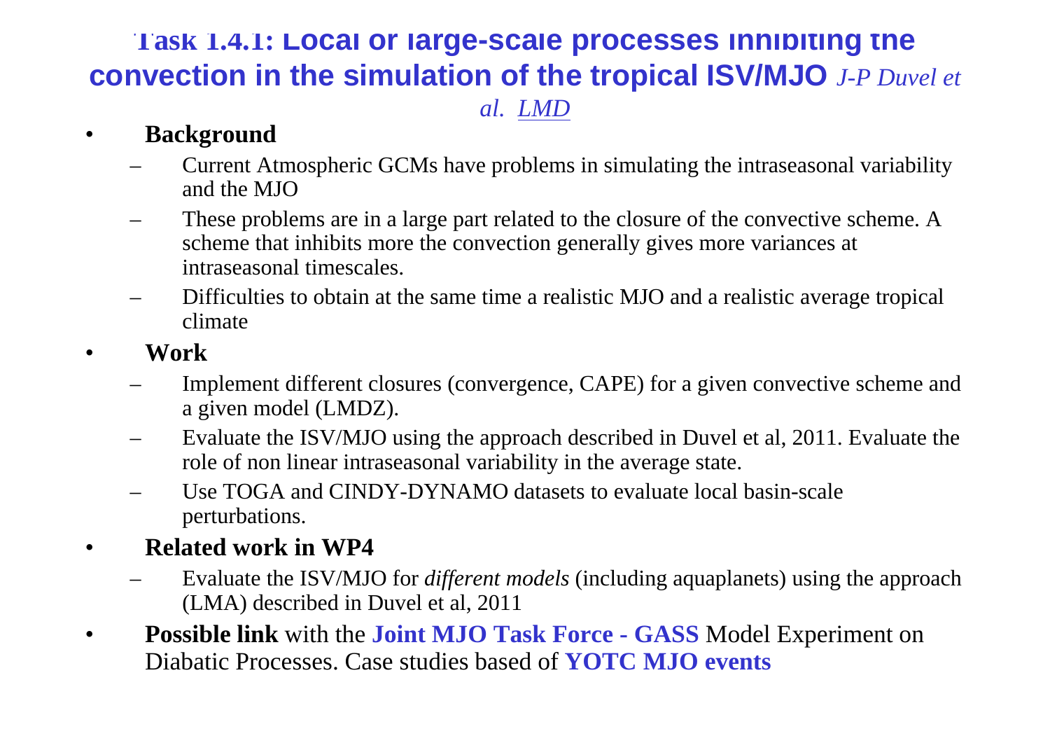# Task 1.4.1: Local or large-scale processes inhibiting the convection in the simulation of the tropical ISV/MJO *J-P Duvel et al. LMD*

- **Background**
  - Current Atmospheric GCMs have problems in simulating the intraseasonal variability and the MJO
  - These problems are in a large part related to the closure of the convective scheme. A scheme that inhibits more the convection generally gives more variances at intraseasonal timescales.
  - Difficulties to obtain at the same time a realistic MJO and a realistic average tropical climate
- **Work**
  - Implement different closures (convergence, CAPE) for a given convective scheme and a given model (LMDZ).
  - Evaluate the ISV/MJO using the approach described in Duvel et al, 2011. Evaluate the role of non linear intraseasonal variability in the average state.
  - Use TOGA and CINDY-DYNAMO datasets to evaluate local basin-scale perturbations.
- **Related work in WP4**
  - Evaluate the ISV/MJO for *different models* (including aquaplanets) using the approach (LMA) described in Duvel et al, 2011
- **Possible link** with the **Joint MJO Task Force - GASS** Model Experiment on Diabatic Processes. Case studies based of **YOTC MJO events**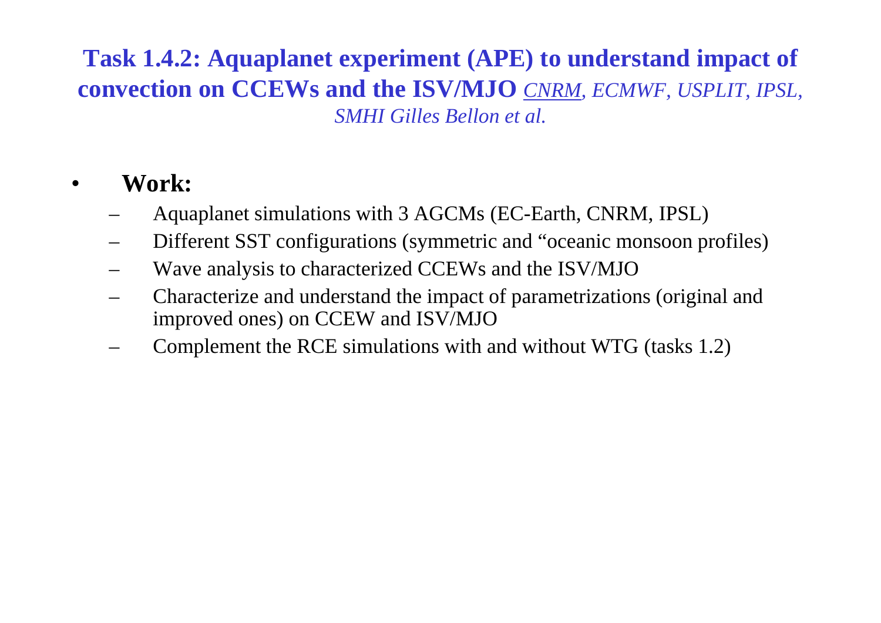## Task 1.4.2: Aquaplanet experiment (APE) to understand impact of convection on CCEWs and the ISV/MJO *CNRM, ECMWF, USPLIT, IPSL, SMHI Gilles Bellon et al.*

- **Work:**
  - Aquaplanet simulations with 3 AGCMs (EC-Earth, CNRM, IPSL)
  - Different SST configurations (symmetric and "oceanic monsoon profiles)
  - Wave analysis to characterized CCEWs and the ISV/MJO
  - Characterize and understand the impact of parametrizations (original and improved ones) on CCEW and ISV/MJO
  - Complement the RCE simulations with and without WTG (tasks 1.2)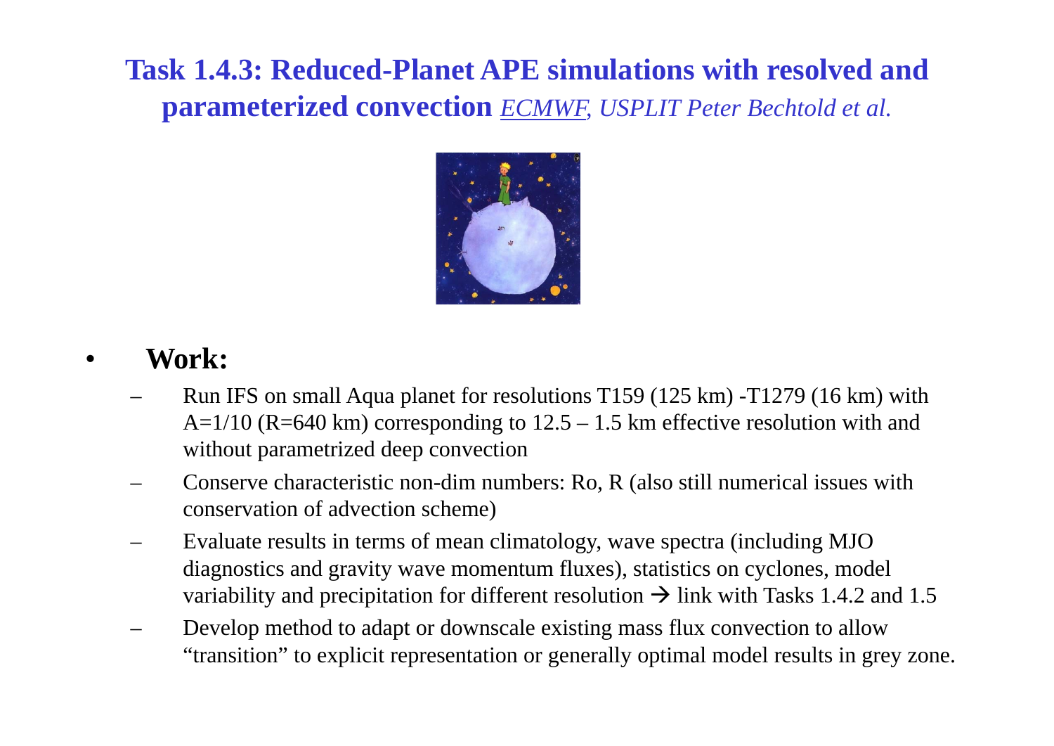# Task 1.4.3: Reduced-Planet APE simulations with resolved and parameterized convection *ECMWF, USPLIT Peter Bechtold et al.*

- **Work:**
  - Run IFS on small Aqua planet for resolutions T159 (125 km) -T1279 (16 km) with A=1/10 (R=640 km) corresponding to 12.5 – 1.5 km effective resolution with and without parametrized deep convection
  - Conserve characteristic non-dim numbers: Ro, R (also still numerical issues with conservation of advection scheme)
  - Evaluate results in terms of mean climatology, wave spectra (including MJO diagnostics and gravity wave momentum fluxes), statistics on cyclones, model variability and precipitation for different resolution → link with Tasks 1.4.2 and 1.5
  - Develop method to adapt or downscale existing mass flux convection to allow "transition" to explicit representation or generally optimal model results in grey zone.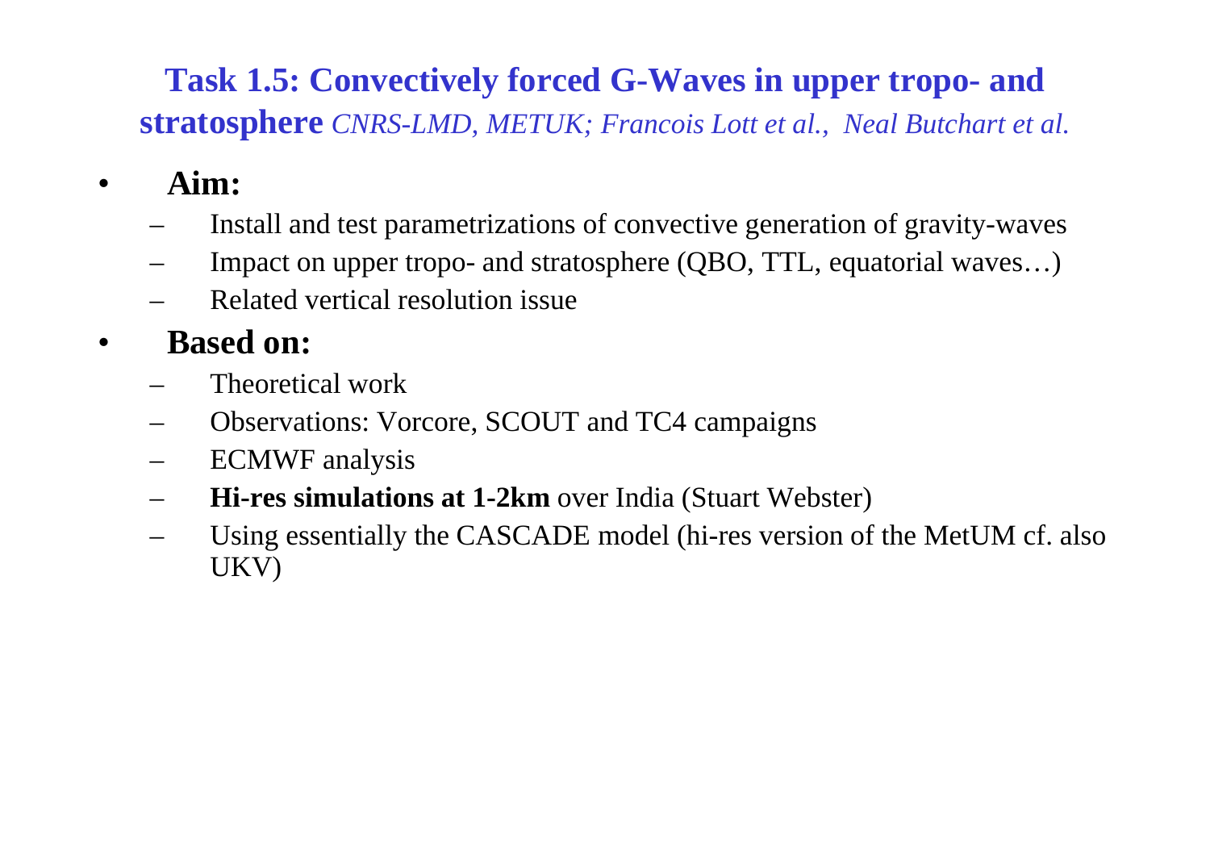## Task 1.5: Convectively forced G-Waves in upper tropo- and stratosphere *CNRS-LMD, METUK; Francois Lott et al., Neal Butchart et al.*

- **Aim:**
  - Install and test parametrizations of convective generation of gravity-waves
  - Impact on upper tropo- and stratosphere (QBO, TTL, equatorial waves…)
  - Related vertical resolution issue
- **Based on:**
  - Theoretical work
  - Observations: Vorcore, SCOUT and TC4 campaigns
  - ECMWF analysis
  - **Hi-res simulations at 1-2km** over India (Stuart Webster)
  - Using essentially the CASCADE model (hi-res version of the MetUM cf. also UKV)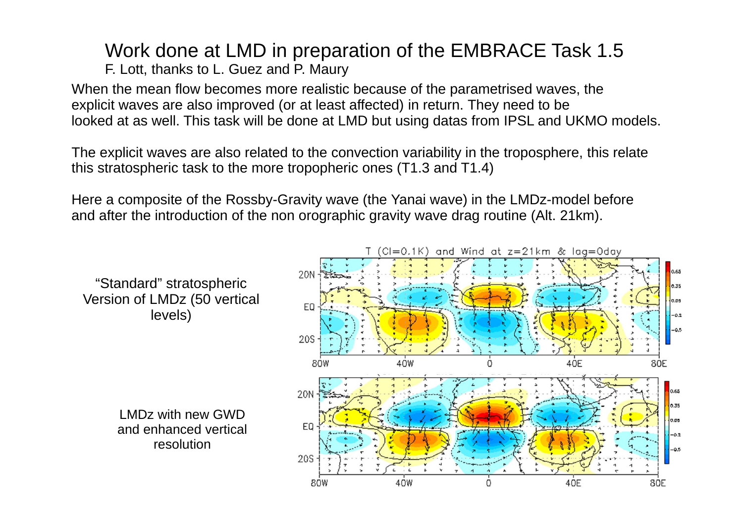# Work done at LMD in preparation of the EMBRACE Task 1.5

F. Lott, thanks to L. Guez and P. Maury

When the mean flow becomes more realistic because of the parametrised waves, the explicit waves are also improved (or at least affected) in return. They need to be looked at as well. This task will be done at LMD but using datas from IPSL and UKMO models.

The explicit waves are also related to the convection variability in the troposphere, this relate this stratospheric task to the more tropopheric ones (T1.3 and T1.4)

Here a composite of the Rossby-Gravity wave (the Yanai wave) in the LMDz-model before and after the introduction of the non orographic gravity wave drag routine (Alt. 21km).

"Standard" stratospheric Version of LMDz (50 vertical levels)

LMDz with new GWD and enhanced vertical resolution

T (CI=0.1K) and Wind at z=21km & lag=0day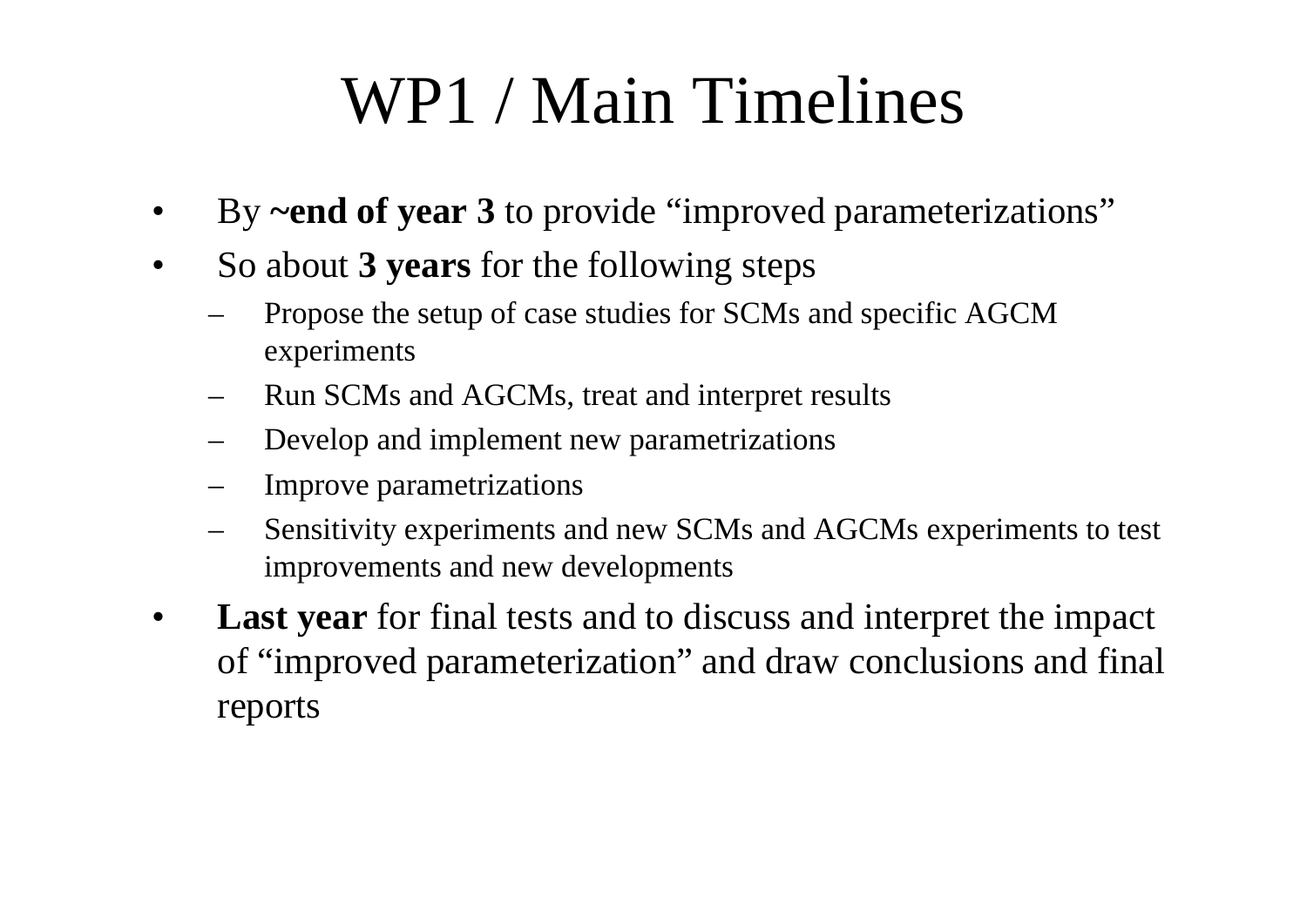# WP1 / Main Timelines

- By **~end of year 3** to provide “improved parameterizations”
- So about **3 years** for the following steps
  - Propose the setup of case studies for SCMs and specific AGCM experiments
  - Run SCMs and AGCMs, treat and interpret results
  - Develop and implement new parametrizations
  - Improve parametrizations
  - Sensitivity experiments and new SCMs and AGCMs experiments to test improvements and new developments
- **Last year** for final tests and to discuss and interpret the impact of “improved parameterization” and draw conclusions and final reports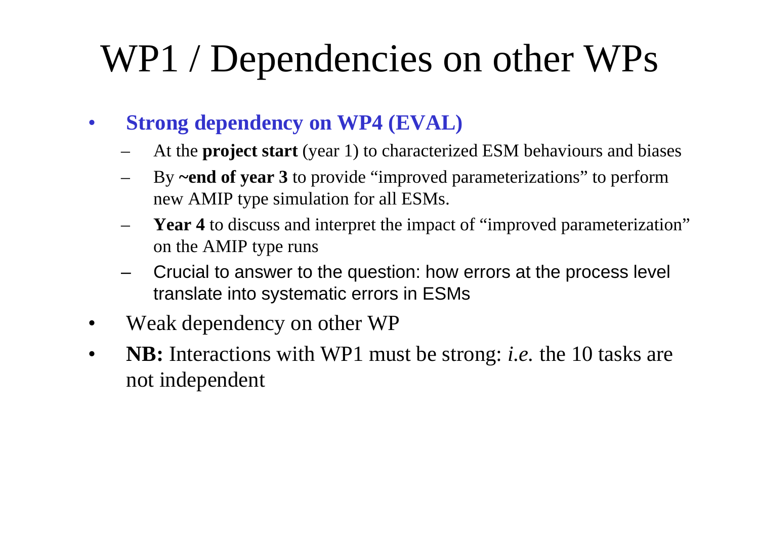# WP1 / Dependencies on other WPs

- **Strong dependency on WP4 (EVAL)**
  - At the **project start** (year 1) to characterized ESM behaviours and biases
  - By **~end of year 3** to provide “improved parameterizations” to perform new AMIP type simulation for all ESMs.
  - **Year 4** to discuss and interpret the impact of “improved parameterization” on the AMIP type runs
  - Crucial to answer to the question: how errors at the process level translate into systematic errors in ESMs
- Weak dependency on other WP
- **NB:** Interactions with WP1 must be strong: *i.e.* the 10 tasks are not independent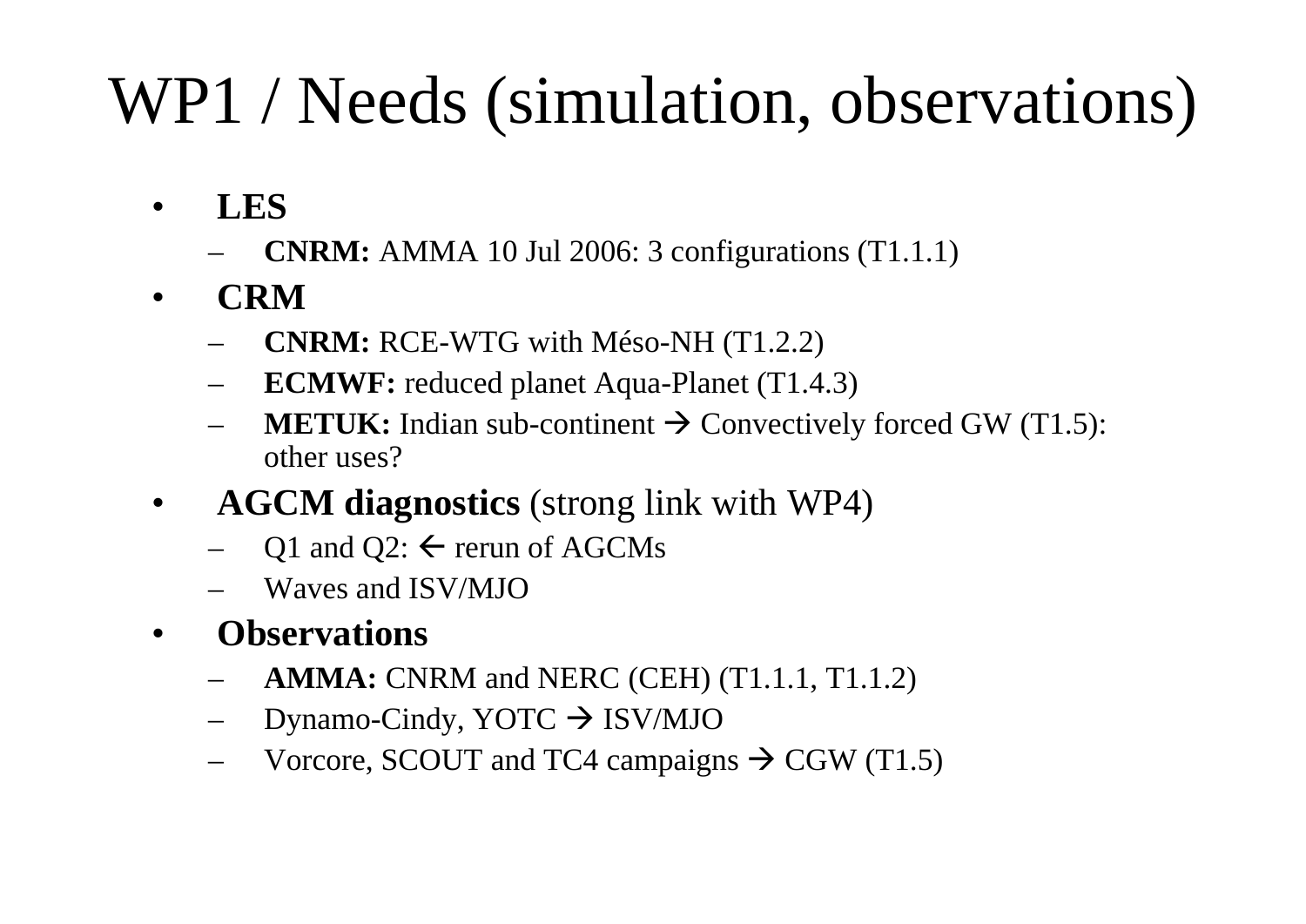# WP1 / Needs (simulation, observations)

- **LES**
  - **CNRM:** AMMA 10 Jul 2006: 3 configurations (T1.1.1)
- **CRM**
  - **CNRM:** RCE-WTG with Méso-NH (T1.2.2)
  - **ECMWF:** reduced planet Aqua-Planet (T1.4.3)
  - **METUK:** Indian sub-continent → Convectively forced GW (T1.5): other uses?
- **AGCM diagnostics** (strong link with WP4)
  - Q1 and Q2: ← rerun of AGCMs
  - Waves and ISV/MJO
- **Observations**
  - **AMMA:** CNRM and NERC (CEH) (T1.1.1, T1.1.2)
  - Dynamo-Cindy, YOTC → ISV/MJO
  - Vorcore, SCOUT and TC4 campaigns → CGW (T1.5)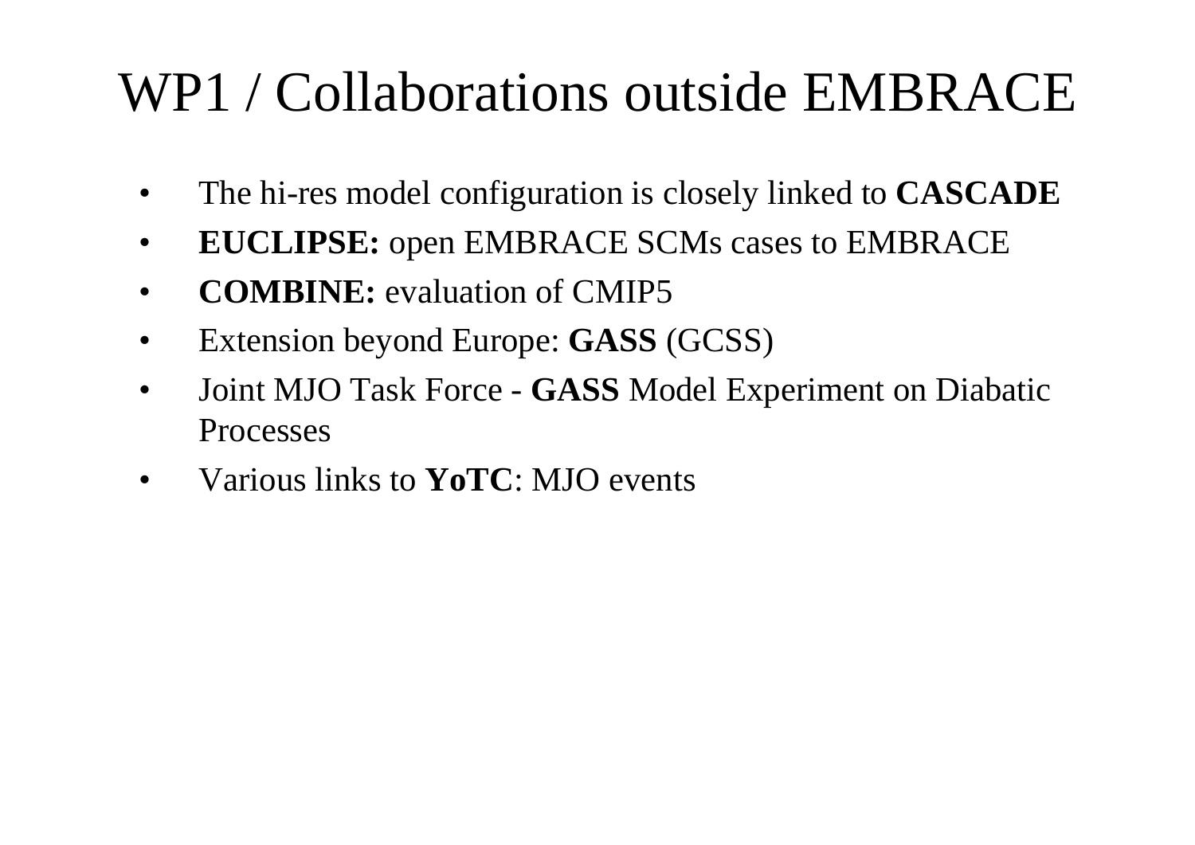# WP1 / Collaborations outside EMBRACE

- The hi-res model configuration is closely linked to **CASCADE**
- **EUCLIPSE:** open EMBRACE SCMs cases to EMBRACE
- **COMBINE:** evaluation of CMIP5
- Extension beyond Europe: **GASS** (GCSS)
- Joint MJO Task Force - **GASS** Model Experiment on Diabatic Processes
- Various links to **YoTC**: MJO events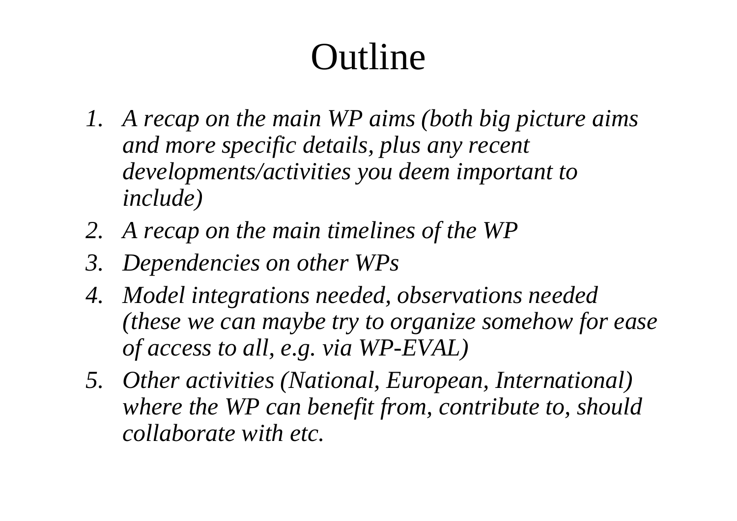# Outline

1. *A recap on the main WP aims (both big picture aims and more specific details, plus any recent developments/activities you deem important to include)*
2. *A recap on the main timelines of the WP*
3. *Dependencies on other WPs*
4. *Model integrations needed, observations needed (these we can maybe try to organize somehow for ease of access to all, e.g. via WP-EVAL)*
5. *Other activities (National, European, International) where the WP can benefit from, contribute to, should collaborate with etc.*